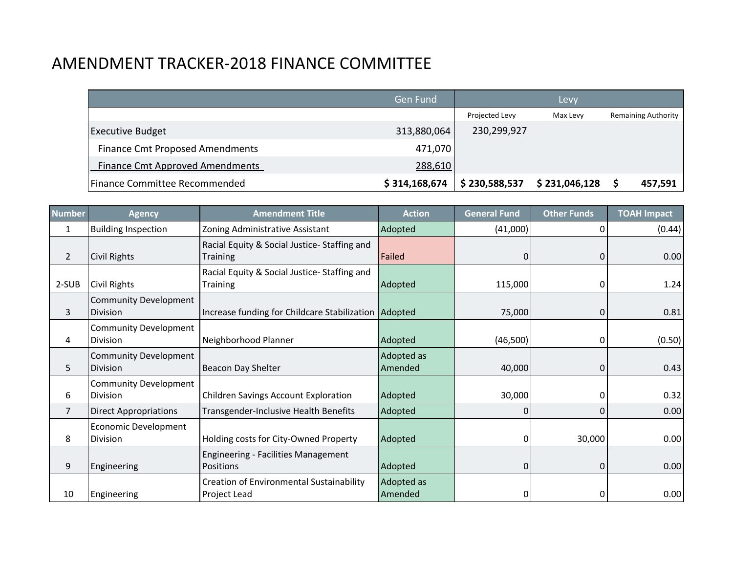# AMENDMENT TRACKER-2018 FINANCE COMMITTEE

| | Gen Fund | Levy | | |
|---|---|---|---|---|
| | | Projected Levy | Max Levy | Remaining Authority |
| Executive Budget | 313,880,064 | 230,299,927 | | |
| Finance Cmt Proposed Amendments | 471,070 | | | |
| Finance Cmt Approved Amendments | 288,610 | | | |
| Finance Committee Recommended | **$ 314,168,674** | **$ 230,588,537** | **$ 231,046,128** | **$ 457,591** |

| Number | Agency | Amendment Title | Action | General Fund | Other Funds | TOAH Impact |
|---|---|---|---|---|---|---|
| 1 | Building Inspection | Zoning Administrative Assistant | Adopted | (41,000) | 0 | (0.44) |
| 2 | Civil Rights | Racial Equity & Social Justice- Staffing and Training | Failed | 0 | 0 | 0.00 |
| 2-SUB | Civil Rights | Racial Equity & Social Justice- Staffing and Training | Adopted | 115,000 | 0 | 1.24 |
| 3 | Community Development Division | Increase funding for Childcare Stabilization | Adopted | 75,000 | 0 | 0.81 |
| 4 | Community Development Division | Neighborhood Planner | Adopted | (46,500) | 0 | (0.50) |
| 5 | Community Development Division | Beacon Day Shelter | Adopted as Amended | 40,000 | 0 | 0.43 |
| 6 | Community Development Division | Children Savings Account Exploration | Adopted | 30,000 | 0 | 0.32 |
| 7 | Direct Appropriations | Transgender-Inclusive Health Benefits | Adopted | 0 | 0 | 0.00 |
| 8 | Economic Development Division | Holding costs for City-Owned Property | Adopted | 0 | 30,000 | 0.00 |
| 9 | Engineering | Engineering - Facilities Management Positions | Adopted | 0 | 0 | 0.00 |
| 10 | Engineering | Creation of Environmental Sustainability Project Lead | Adopted as Amended | 0 | 0 | 0.00 |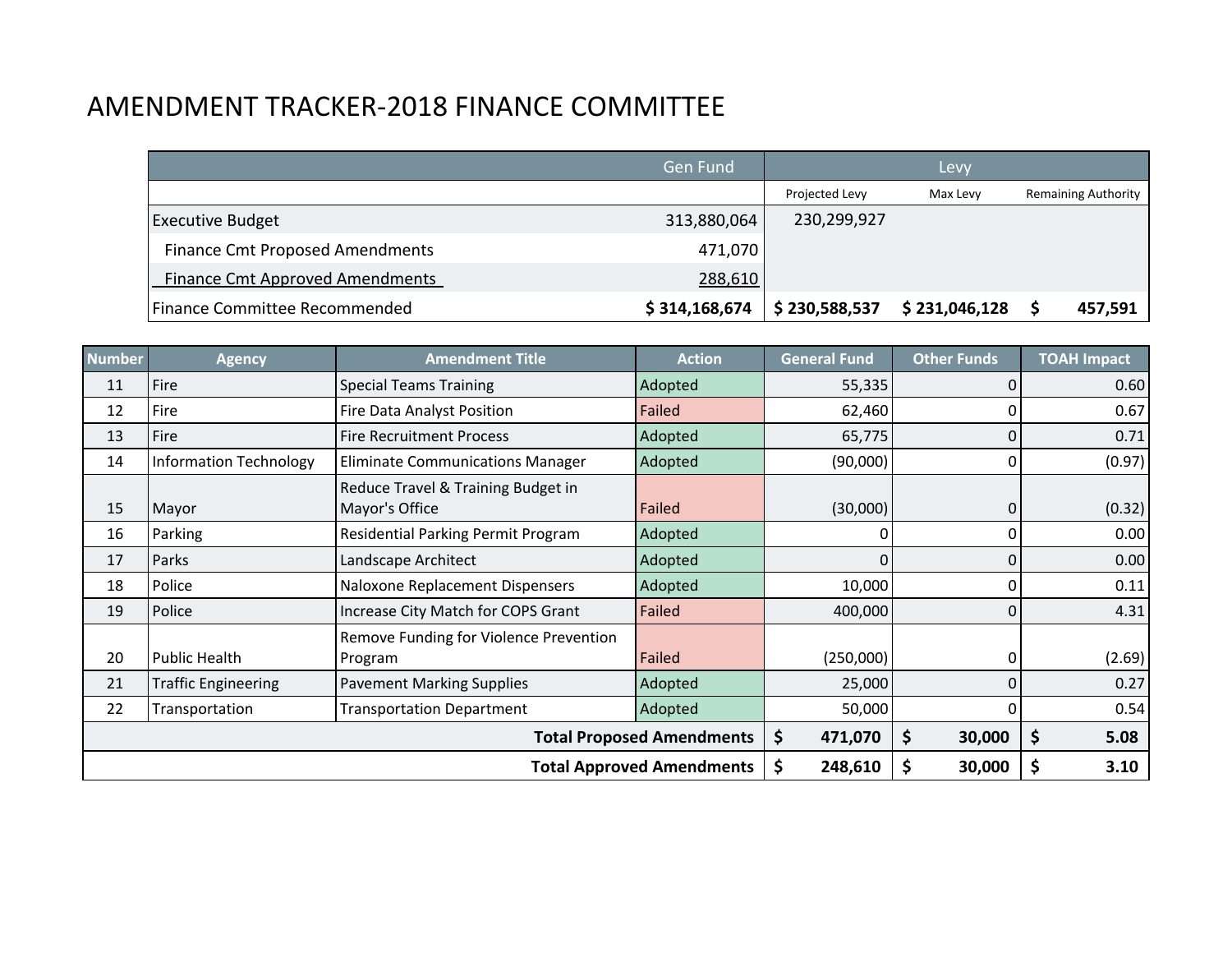# AMENDMENT TRACKER-2018 FINANCE COMMITTEE

| | Gen Fund | Levy | | |
|---|---|---|---|---|
| | | Projected Levy | Max Levy | Remaining Authority |
| Executive Budget | 313,880,064 | 230,299,927 | | |
| Finance Cmt Proposed Amendments | 471,070 | | | |
| Finance Cmt Approved Amendments | 288,610 | | | |
| **Finance Committee Recommended** | **$ 314,168,674** | **$ 230,588,537** | **$ 231,046,128** | **$ 457,591** |

| Number | Agency | Amendment Title | Action | General Fund | Other Funds | TOAH Impact |
|---|---|---|---|---|---|---|
| 11 | Fire | Special Teams Training | Adopted | 55,335 | 0 | 0.60 |
| 12 | Fire | Fire Data Analyst Position | Failed | 62,460 | 0 | 0.67 |
| 13 | Fire | Fire Recruitment Process | Adopted | 65,775 | 0 | 0.71 |
| 14 | Information Technology | Eliminate Communications Manager | Adopted | (90,000) | 0 | (0.97) |
| 15 | Mayor | Reduce Travel & Training Budget in Mayor's Office | Failed | (30,000) | 0 | (0.32) |
| 16 | Parking | Residential Parking Permit Program | Adopted | 0 | 0 | 0.00 |
| 17 | Parks | Landscape Architect | Adopted | 0 | 0 | 0.00 |
| 18 | Police | Naloxone Replacement Dispensers | Adopted | 10,000 | 0 | 0.11 |
| 19 | Police | Increase City Match for COPS Grant | Failed | 400,000 | 0 | 4.31 |
| 20 | Public Health | Remove Funding for Violence Prevention Program | Failed | (250,000) | 0 | (2.69) |
| 21 | Traffic Engineering | Pavement Marking Supplies | Adopted | 25,000 | 0 | 0.27 |
| 22 | Transportation | Transportation Department | Adopted | 50,000 | 0 | 0.54 |
| | | | **Total Proposed Amendments** | **$ 471,070** | **$ 30,000** | **$ 5.08** |
| | | | **Total Approved Amendments** | **$ 248,610** | **$ 30,000** | **$ 3.10** |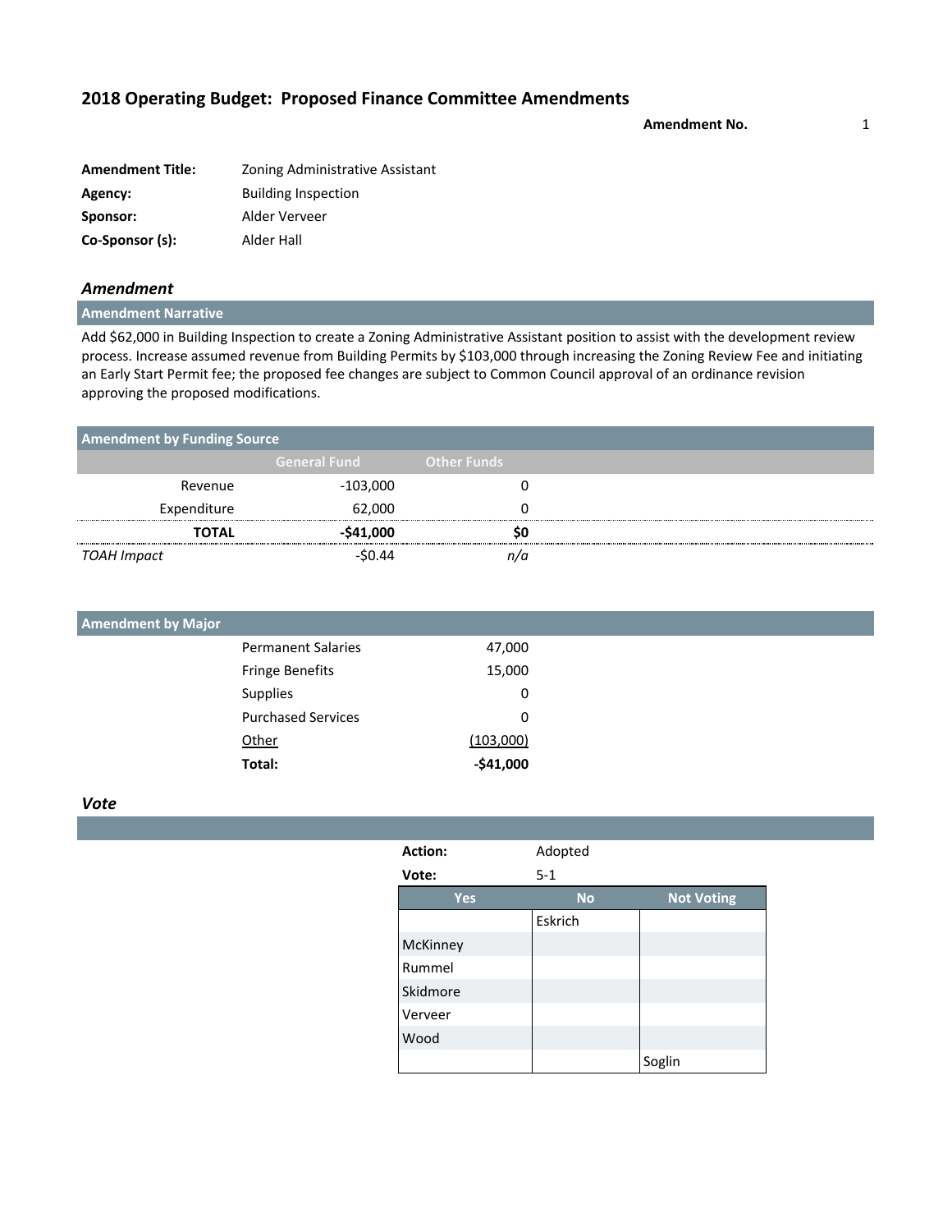## 2018 Operating Budget: Proposed Finance Committee Amendments

**Amendment No.** 1

| | |
|---|---|
| **Amendment Title:** | Zoning Administrative Assistant |
| **Agency:** | Building Inspection |
| **Sponsor:** | Alder Verveer |
| **Co-Sponsor (s):** | Alder Hall |

### *Amendment*

**Amendment Narrative**

Add $62,000 in Building Inspection to create a Zoning Administrative Assistant position to assist with the development review process. Increase assumed revenue from Building Permits by $103,000 through increasing the Zoning Review Fee and initiating an Early Start Permit fee; the proposed fee changes are subject to Common Council approval of an ordinance revision approving the proposed modifications.

**Amendment by Funding Source**

| | General Fund | Other Funds |
|---|---|---|
| Revenue | -103,000 | 0 |
| Expenditure | 62,000 | 0 |
| **TOTAL** | **-$41,000** | **$0** |
| *TOAH Impact* | -$0.44 | *n/a* |

**Amendment by Major**

| | |
|---|---|
| Permanent Salaries | 47,000 |
| Fringe Benefits | 15,000 |
| Supplies | 0 |
| Purchased Services | 0 |
| Other | (103,000) |
| **Total:** | **-$41,000** |

### *Vote*

**Action:** Adopted

**Vote:** 5-1

| Yes | No | Not Voting |
|---|---|---|
| | Eskrich | |
| McKinney | | |
| Rummel | | |
| Skidmore | | |
| Verveer | | |
| Wood | | |
| | | Soglin |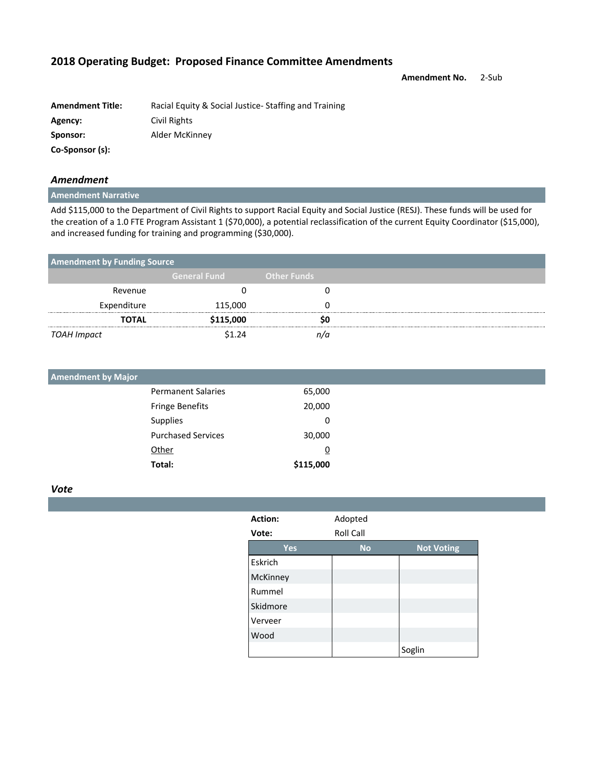## 2018 Operating Budget: Proposed Finance Committee Amendments

**Amendment No.** 2-Sub

**Amendment Title:** Racial Equity & Social Justice- Staffing and Training
**Agency:** Civil Rights
**Sponsor:** Alder McKinney
**Co-Sponsor (s):**

### *Amendment*

**Amendment Narrative**

Add $115,000 to the Department of Civil Rights to support Racial Equity and Social Justice (RESJ). These funds will be used for the creation of a 1.0 FTE Program Assistant 1 ($70,000), a potential reclassification of the current Equity Coordinator ($15,000), and increased funding for training and programming ($30,000).

**Amendment by Funding Source**

| | General Fund | Other Funds |
|---|---|---|
| Revenue | 0 | 0 |
| Expenditure | 115,000 | 0 |
| **TOTAL** | **$115,000** | **$0** |
| *TOAH Impact* | $1.24 | *n/a* |

**Amendment by Major**

| | |
|---|---|
| Permanent Salaries | 65,000 |
| Fringe Benefits | 20,000 |
| Supplies | 0 |
| Purchased Services | 30,000 |
| Other | 0 |
| **Total:** | **$115,000** |

### *Vote*

**Action:** Adopted
**Vote:** Roll Call

| Yes | No | Not Voting |
|---|---|---|
| Eskrich | | |
| McKinney | | |
| Rummel | | |
| Skidmore | | |
| Verveer | | |
| Wood | | |
| | | Soglin |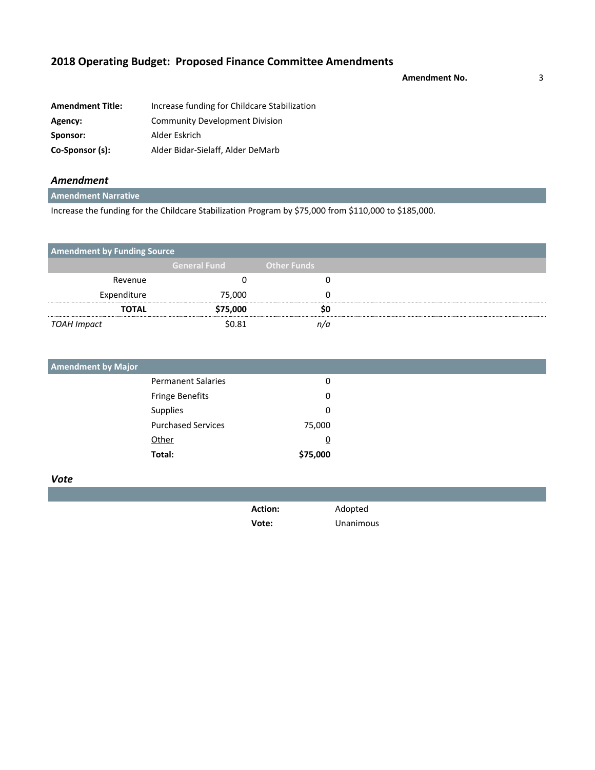## 2018 Operating Budget: Proposed Finance Committee Amendments

**Amendment No.** 3

**Amendment Title:** Increase funding for Childcare Stabilization
**Agency:** Community Development Division
**Sponsor:** Alder Eskrich
**Co-Sponsor (s):** Alder Bidar-Sielaff, Alder DeMarb

### *Amendment*

**Amendment Narrative**

Increase the funding for the Childcare Stabilization Program by $75,000 from $110,000 to $185,000.

**Amendment by Funding Source**

| | General Fund | Other Funds |
|---|---|---|
| Revenue | 0 | 0 |
| Expenditure | 75,000 | 0 |
| **TOTAL** | **$75,000** | **$0** |
| *TOAH Impact* | $0.81 | *n/a* |

**Amendment by Major**

| | |
|---|---|
| Permanent Salaries | 0 |
| Fringe Benefits | 0 |
| Supplies | 0 |
| Purchased Services | 75,000 |
| Other | 0 |
| **Total:** | **$75,000** |

### *Vote*

**Action:** Adopted
**Vote:** Unanimous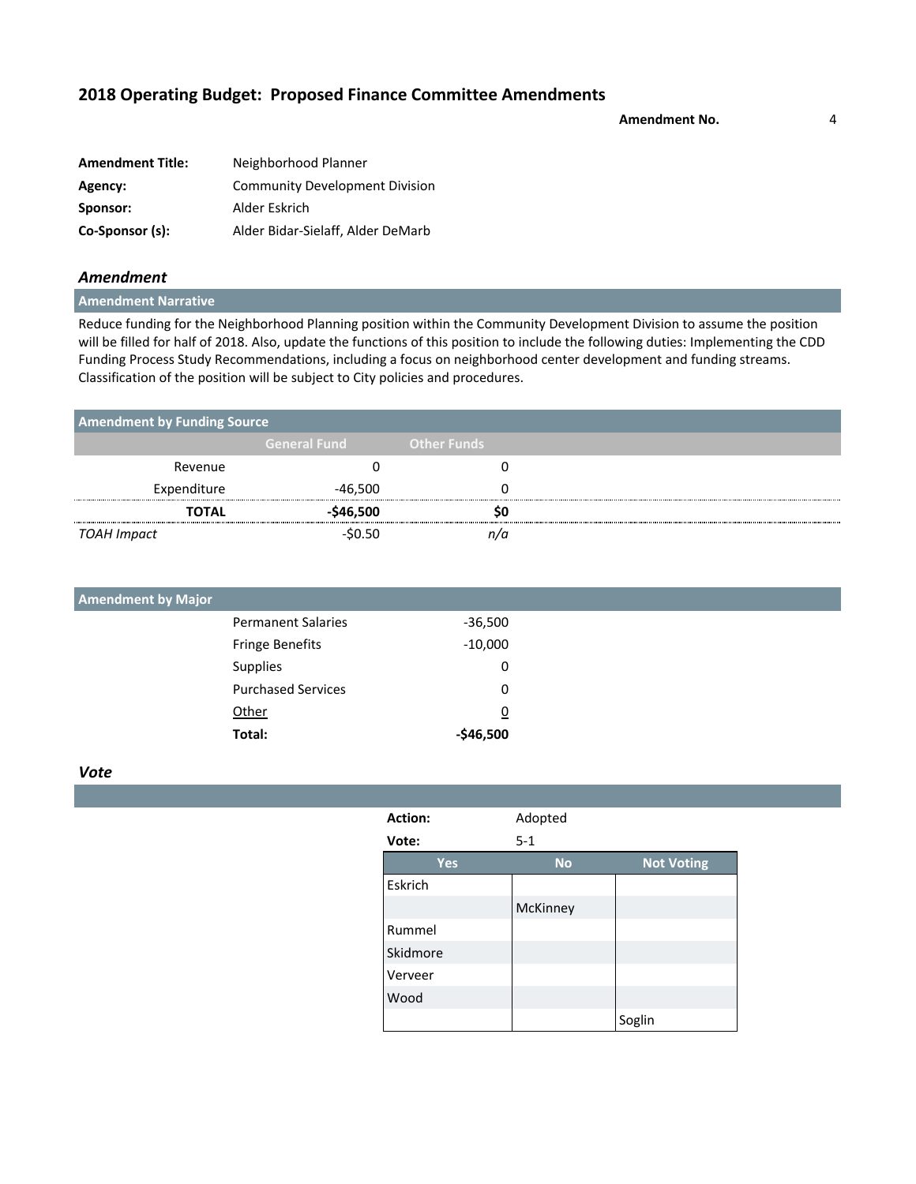## 2018 Operating Budget: Proposed Finance Committee Amendments

**Amendment No.** 4

| | |
|---|---|
| **Amendment Title:** | Neighborhood Planner |
| **Agency:** | Community Development Division |
| **Sponsor:** | Alder Eskrich |
| **Co-Sponsor (s):** | Alder Bidar-Sielaff, Alder DeMarb |

### *Amendment*

**Amendment Narrative**

Reduce funding for the Neighborhood Planning position within the Community Development Division to assume the position will be filled for half of 2018. Also, update the functions of this position to include the following duties: Implementing the CDD Funding Process Study Recommendations, including a focus on neighborhood center development and funding streams. Classification of the position will be subject to City policies and procedures.

**Amendment by Funding Source**

| | General Fund | Other Funds |
|---|---|---|
| Revenue | 0 | 0 |
| Expenditure | -46,500 | 0 |
| **TOTAL** | **-$46,500** | **$0** |
| *TOAH Impact* | -$0.50 | *n/a* |

**Amendment by Major**

| | |
|---|---|
| Permanent Salaries | -36,500 |
| Fringe Benefits | -10,000 |
| Supplies | 0 |
| Purchased Services | 0 |
| Other | 0 |
| **Total:** | **-$46,500** |

### *Vote*

**Action:** Adopted

**Vote:** 5-1

| Yes | No | Not Voting |
|---|---|---|
| Eskrich | | |
| | McKinney | |
| Rummel | | |
| Skidmore | | |
| Verveer | | |
| Wood | | |
| | | Soglin |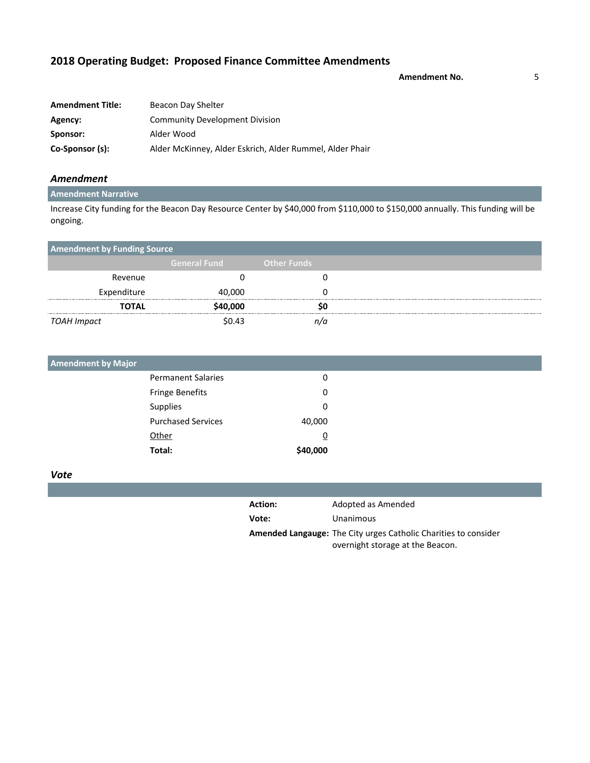## 2018 Operating Budget: Proposed Finance Committee Amendments

**Amendment No.** 5

| | |
|---|---|
| **Amendment Title:** | Beacon Day Shelter |
| **Agency:** | Community Development Division |
| **Sponsor:** | Alder Wood |
| **Co-Sponsor (s):** | Alder McKinney, Alder Eskrich, Alder Rummel, Alder Phair |

### *Amendment*

**Amendment Narrative**

Increase City funding for the Beacon Day Resource Center by $40,000 from $110,000 to $150,000 annually. This funding will be ongoing.

**Amendment by Funding Source**

| | General Fund | Other Funds |
|---|---|---|
| Revenue | 0 | 0 |
| Expenditure | 40,000 | 0 |
| **TOTAL** | **$40,000** | **$0** |
| *TOAH Impact* | $0.43 | *n/a* |

**Amendment by Major**

| | |
|---|---|
| Permanent Salaries | 0 |
| Fringe Benefits | 0 |
| Supplies | 0 |
| Purchased Services | 40,000 |
| Other | 0 |
| **Total:** | **$40,000** |

### *Vote*

| | |
|---|---|
| **Action:** | Adopted as Amended |
| **Vote:** | Unanimous |
| **Amended Langauge:** | The City urges Catholic Charities to consider overnight storage at the Beacon. |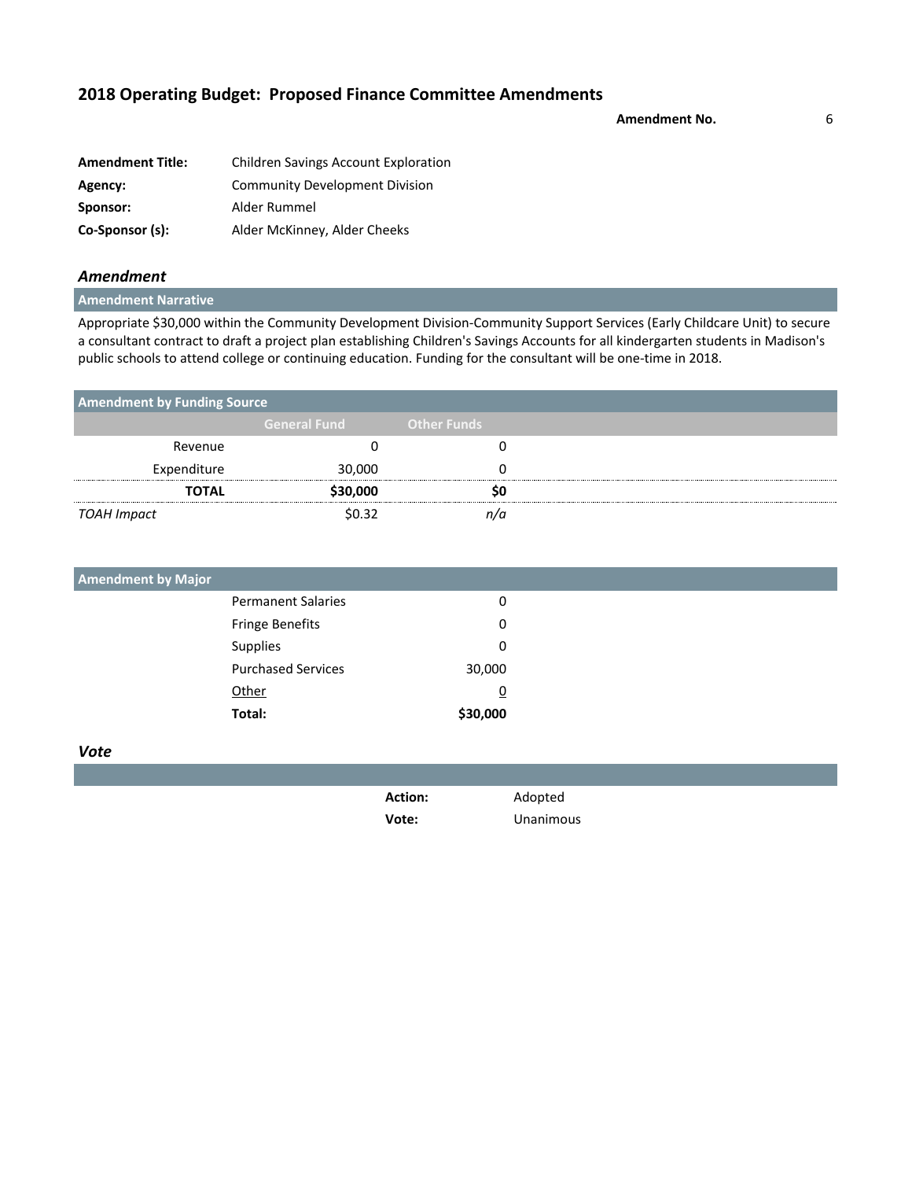## 2018 Operating Budget: Proposed Finance Committee Amendments

**Amendment No.** 6

| | |
|---|---|
| **Amendment Title:** | Children Savings Account Exploration |
| **Agency:** | Community Development Division |
| **Sponsor:** | Alder Rummel |
| **Co-Sponsor (s):** | Alder McKinney, Alder Cheeks |

### *Amendment*

**Amendment Narrative**

Appropriate $30,000 within the Community Development Division-Community Support Services (Early Childcare Unit) to secure a consultant contract to draft a project plan establishing Children's Savings Accounts for all kindergarten students in Madison's public schools to attend college or continuing education. Funding for the consultant will be one-time in 2018.

**Amendment by Funding Source**

| | General Fund | Other Funds |
|---|---|---|
| Revenue | 0 | 0 |
| Expenditure | 30,000 | 0 |
| **TOTAL** | **$30,000** | **$0** |
| *TOAH Impact* | $0.32 | *n/a* |

**Amendment by Major**

| | |
|---|---|
| Permanent Salaries | 0 |
| Fringe Benefits | 0 |
| Supplies | 0 |
| Purchased Services | 30,000 |
| Other | 0 |
| **Total:** | **$30,000** |

### *Vote*

| | |
|---|---|
| **Action:** | Adopted |
| **Vote:** | Unanimous |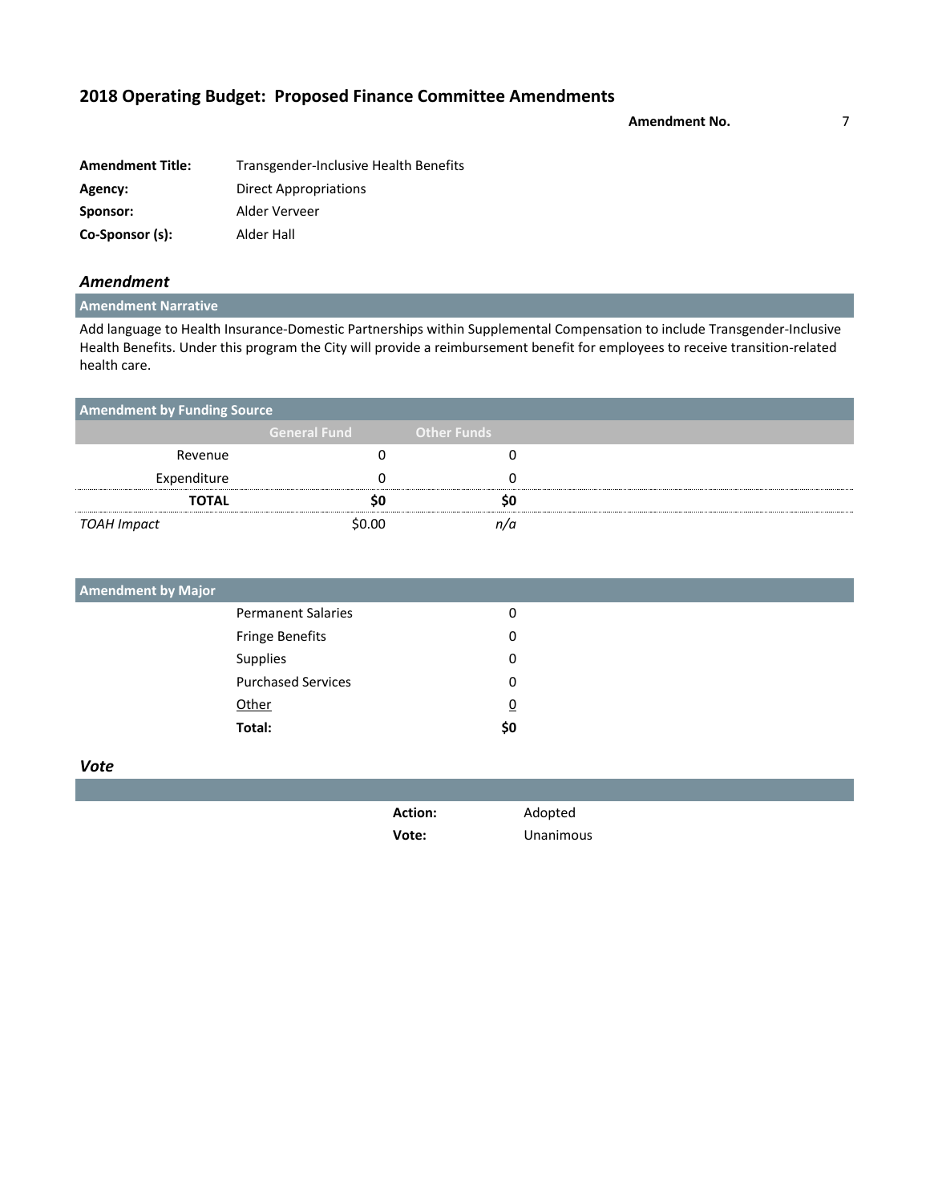## 2018 Operating Budget: Proposed Finance Committee Amendments

**Amendment No.** 7

| | |
|---|---|
| **Amendment Title:** | Transgender-Inclusive Health Benefits |
| **Agency:** | Direct Appropriations |
| **Sponsor:** | Alder Verveer |
| **Co-Sponsor (s):** | Alder Hall |

### *Amendment*

**Amendment Narrative**

Add language to Health Insurance-Domestic Partnerships within Supplemental Compensation to include Transgender-Inclusive Health Benefits. Under this program the City will provide a reimbursement benefit for employees to receive transition-related health care.

**Amendment by Funding Source**

| | General Fund | Other Funds |
|---|---|---|
| Revenue | 0 | 0 |
| Expenditure | 0 | 0 |
| **TOTAL** | **$0** | **$0** |
| *TOAH Impact* | $0.00 | *n/a* |

**Amendment by Major**

| | |
|---|---|
| Permanent Salaries | 0 |
| Fringe Benefits | 0 |
| Supplies | 0 |
| Purchased Services | 0 |
| Other | 0 |
| **Total:** | **$0** |

### *Vote*

**Action:** Adopted

**Vote:** Unanimous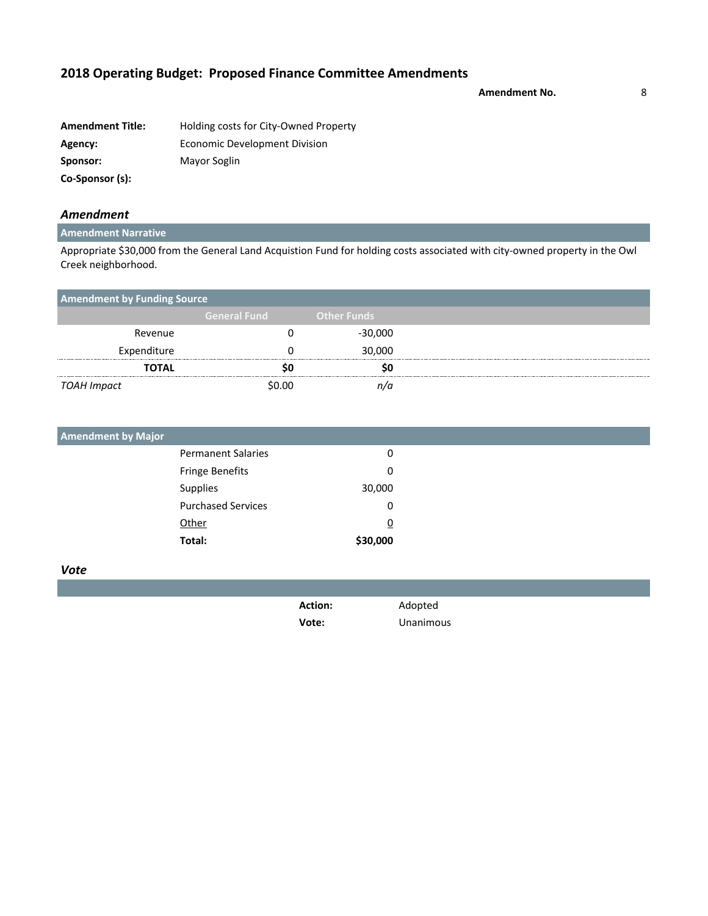# 2018 Operating Budget: Proposed Finance Committee Amendments

**Amendment No.** 8

| | |
|---|---|
| **Amendment Title:** | Holding costs for City-Owned Property |
| **Agency:** | Economic Development Division |
| **Sponsor:** | Mayor Soglin |
| **Co-Sponsor (s):** | |

## *Amendment*

### Amendment Narrative

Appropriate $30,000 from the General Land Acquistion Fund for holding costs associated with city-owned property in the Owl Creek neighborhood.

### Amendment by Funding Source

| | General Fund | Other Funds |
|---|---|---|
| Revenue | 0 | -30,000 |
| Expenditure | 0 | 30,000 |
| **TOTAL** | **$0** | **$0** |
| *TOAH Impact* | $0.00 | *n/a* |

### Amendment by Major

| | |
|---|---|
| Permanent Salaries | 0 |
| Fringe Benefits | 0 |
| Supplies | 30,000 |
| Purchased Services | 0 |
| Other | 0 |
| **Total:** | **$30,000** |

## *Vote*

| | |
|---|---|
| **Action:** | Adopted |
| **Vote:** | Unanimous |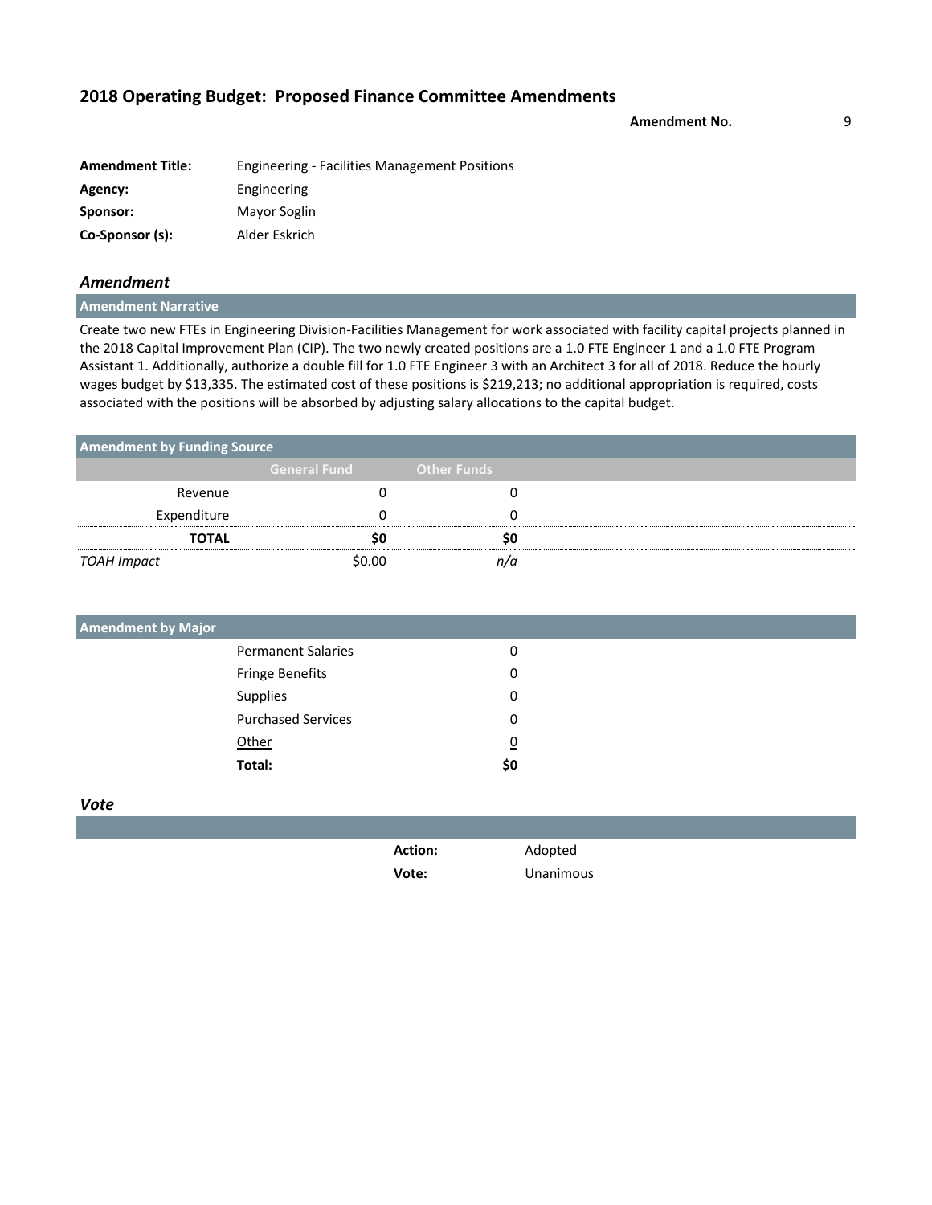## 2018 Operating Budget: Proposed Finance Committee Amendments

**Amendment No.** 9

| | |
|---|---|
| **Amendment Title:** | Engineering - Facilities Management Positions |
| **Agency:** | Engineering |
| **Sponsor:** | Mayor Soglin |
| **Co-Sponsor (s):** | Alder Eskrich |

### *Amendment*

**Amendment Narrative**

Create two new FTEs in Engineering Division-Facilities Management for work associated with facility capital projects planned in the 2018 Capital Improvement Plan (CIP). The two newly created positions are a 1.0 FTE Engineer 1 and a 1.0 FTE Program Assistant 1. Additionally, authorize a double fill for 1.0 FTE Engineer 3 with an Architect 3 for all of 2018. Reduce the hourly wages budget by $13,335. The estimated cost of these positions is $219,213; no additional appropriation is required, costs associated with the positions will be absorbed by adjusting salary allocations to the capital budget.

**Amendment by Funding Source**

| | General Fund | Other Funds |
|---|---|---|
| Revenue | 0 | 0 |
| Expenditure | 0 | 0 |
| **TOTAL** | **$0** | **$0** |
| *TOAH Impact* | $0.00 | *n/a* |

**Amendment by Major**

| | |
|---|---|
| Permanent Salaries | 0 |
| Fringe Benefits | 0 |
| Supplies | 0 |
| Purchased Services | 0 |
| Other | 0 |
| **Total:** | **$0** |

### *Vote*

| | |
|---|---|
| **Action:** | Adopted |
| **Vote:** | Unanimous |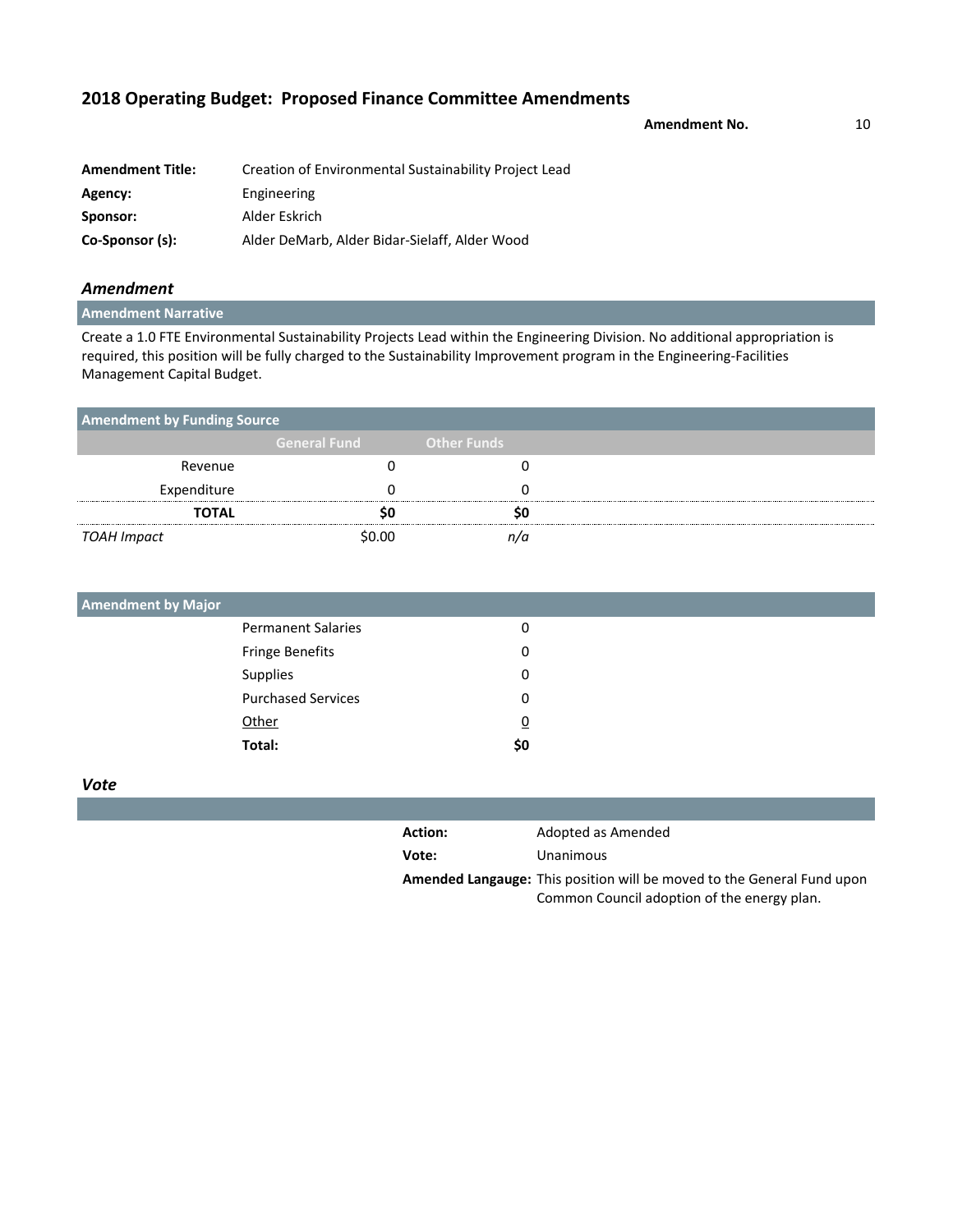## 2018 Operating Budget: Proposed Finance Committee Amendments

**Amendment No.** 10

| | |
|---|---|
| **Amendment Title:** | Creation of Environmental Sustainability Project Lead |
| **Agency:** | Engineering |
| **Sponsor:** | Alder Eskrich |
| **Co-Sponsor (s):** | Alder DeMarb, Alder Bidar-Sielaff, Alder Wood |

### *Amendment*

**Amendment Narrative**

Create a 1.0 FTE Environmental Sustainability Projects Lead within the Engineering Division. No additional appropriation is required, this position will be fully charged to the Sustainability Improvement program in the Engineering-Facilities Management Capital Budget.

**Amendment by Funding Source**

| | General Fund | Other Funds |
|---|---|---|
| Revenue | 0 | 0 |
| Expenditure | 0 | 0 |
| **TOTAL** | **$0** | **$0** |
| *TOAH Impact* | $0.00 | *n/a* |

**Amendment by Major**

| | |
|---|---|
| Permanent Salaries | 0 |
| Fringe Benefits | 0 |
| Supplies | 0 |
| Purchased Services | 0 |
| Other | 0 |
| **Total:** | **$0** |

### *Vote*

| | |
|---|---|
| **Action:** | Adopted as Amended |
| **Vote:** | Unanimous |
| **Amended Langauge:** | This position will be moved to the General Fund upon Common Council adoption of the energy plan. |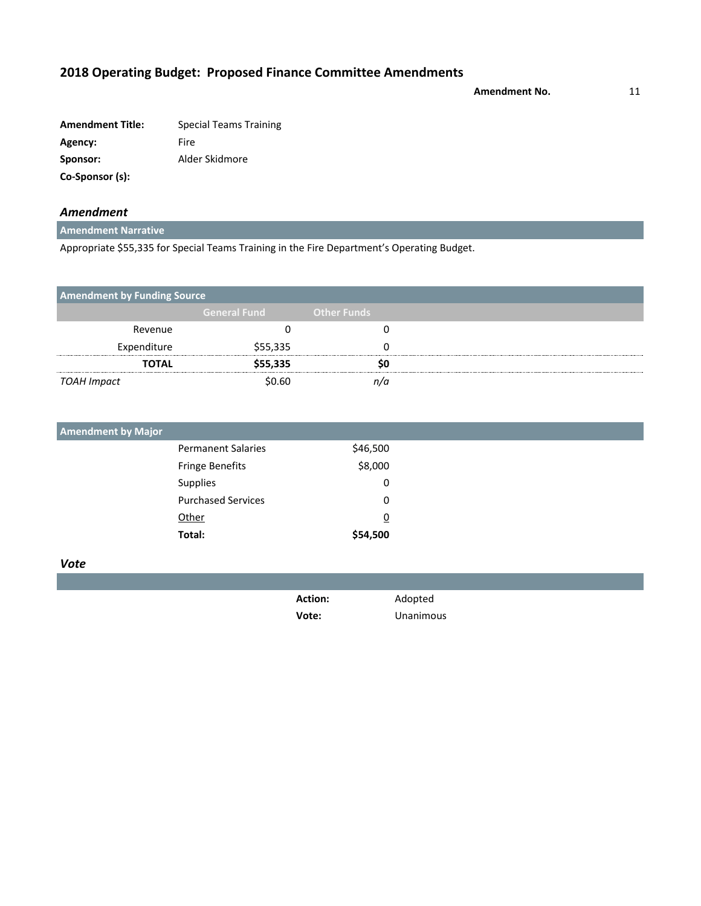## 2018 Operating Budget: Proposed Finance Committee Amendments

**Amendment No.** 11

| | |
|---|---|
| **Amendment Title:** | Special Teams Training |
| **Agency:** | Fire |
| **Sponsor:** | Alder Skidmore |
| **Co-Sponsor (s):** | |

### *Amendment*

**Amendment Narrative**

Appropriate $55,335 for Special Teams Training in the Fire Department's Operating Budget.

**Amendment by Funding Source**

| | General Fund | Other Funds |
|---|---|---|
| Revenue | 0 | 0 |
| Expenditure | $55,335 | 0 |
| **TOTAL** | **$55,335** | **$0** |
| *TOAH Impact* | $0.60 | *n/a* |

**Amendment by Major**

| | |
|---|---|
| Permanent Salaries | $46,500 |
| Fringe Benefits | $8,000 |
| Supplies | 0 |
| Purchased Services | 0 |
| Other | 0 |
| **Total:** | **$54,500** |

### *Vote*

| | |
|---|---|
| **Action:** | Adopted |
| **Vote:** | Unanimous |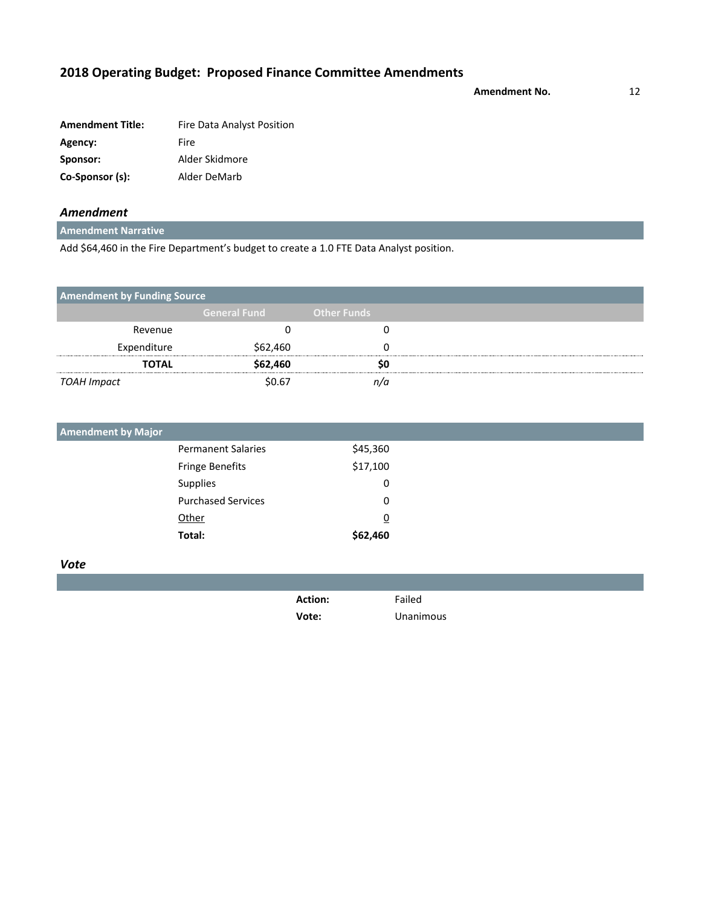## 2018 Operating Budget: Proposed Finance Committee Amendments

**Amendment No.** 12

| | |
|---|---|
| **Amendment Title:** | Fire Data Analyst Position |
| **Agency:** | Fire |
| **Sponsor:** | Alder Skidmore |
| **Co-Sponsor (s):** | Alder DeMarb |

### *Amendment*

**Amendment Narrative**

Add $64,460 in the Fire Department's budget to create a 1.0 FTE Data Analyst position.

**Amendment by Funding Source**

| | General Fund | Other Funds |
|---|---|---|
| Revenue | 0 | 0 |
| Expenditure | $62,460 | 0 |
| **TOTAL** | **$62,460** | **$0** |
| *TOAH Impact* | $0.67 | *n/a* |

**Amendment by Major**

| | |
|---|---|
| Permanent Salaries | $45,360 |
| Fringe Benefits | $17,100 |
| Supplies | 0 |
| Purchased Services | 0 |
| Other | 0 |
| **Total:** | **$62,460** |

### *Vote*

| | |
|---|---|
| **Action:** | Failed |
| **Vote:** | Unanimous |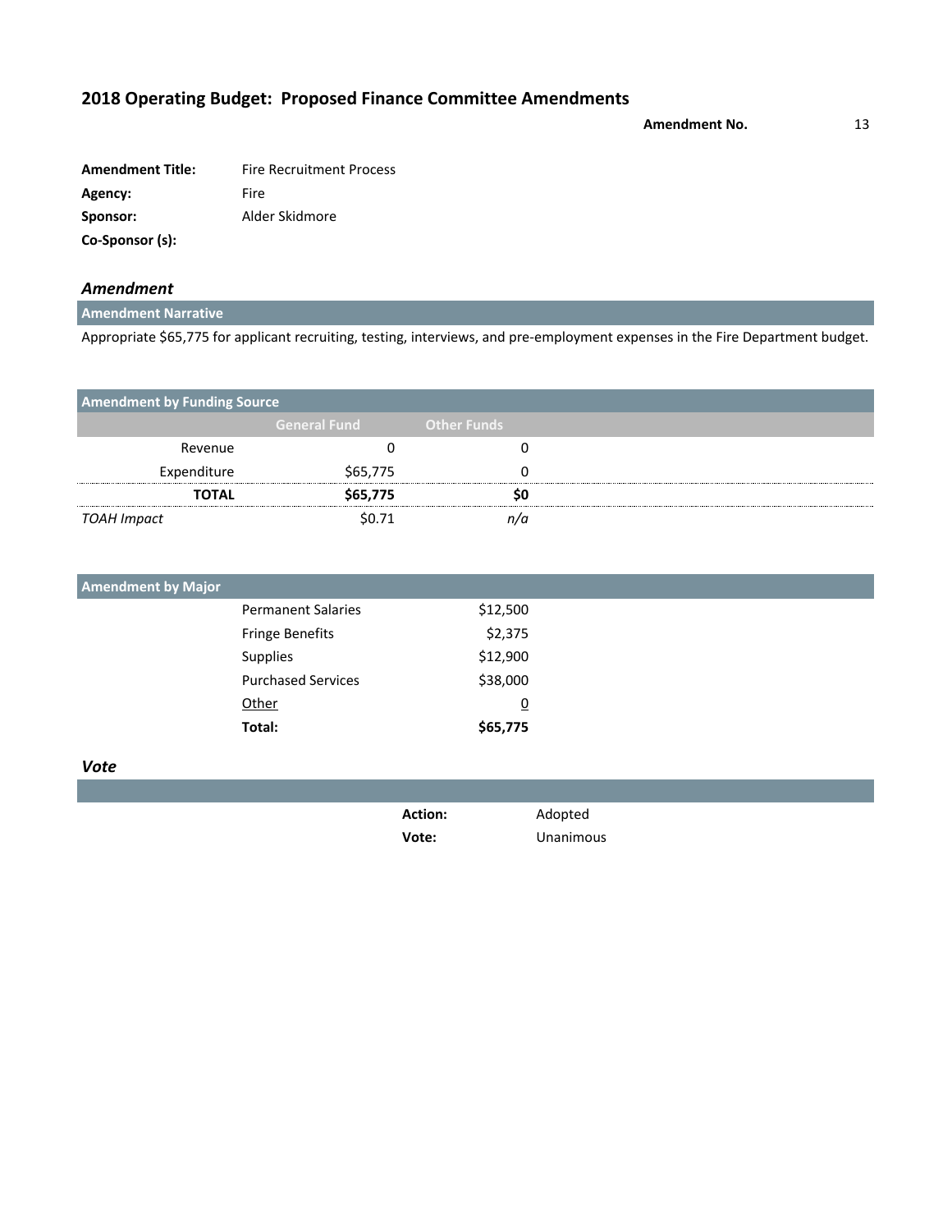## 2018 Operating Budget: Proposed Finance Committee Amendments

**Amendment No.** 13

| | |
|---|---|
| **Amendment Title:** | Fire Recruitment Process |
| **Agency:** | Fire |
| **Sponsor:** | Alder Skidmore |
| **Co-Sponsor (s):** | |

### *Amendment*

**Amendment Narrative**

Appropriate $65,775 for applicant recruiting, testing, interviews, and pre-employment expenses in the Fire Department budget.

**Amendment by Funding Source**

| | General Fund | Other Funds |
|---|---|---|
| Revenue | 0 | 0 |
| Expenditure | $65,775 | 0 |
| **TOTAL** | **$65,775** | **$0** |
| *TOAH Impact* | $0.71 | *n/a* |

**Amendment by Major**

| | |
|---|---|
| Permanent Salaries | $12,500 |
| Fringe Benefits | $2,375 |
| Supplies | $12,900 |
| Purchased Services | $38,000 |
| Other | 0 |
| **Total:** | **$65,775** |

### *Vote*

| | |
|---|---|
| **Action:** | Adopted |
| **Vote:** | Unanimous |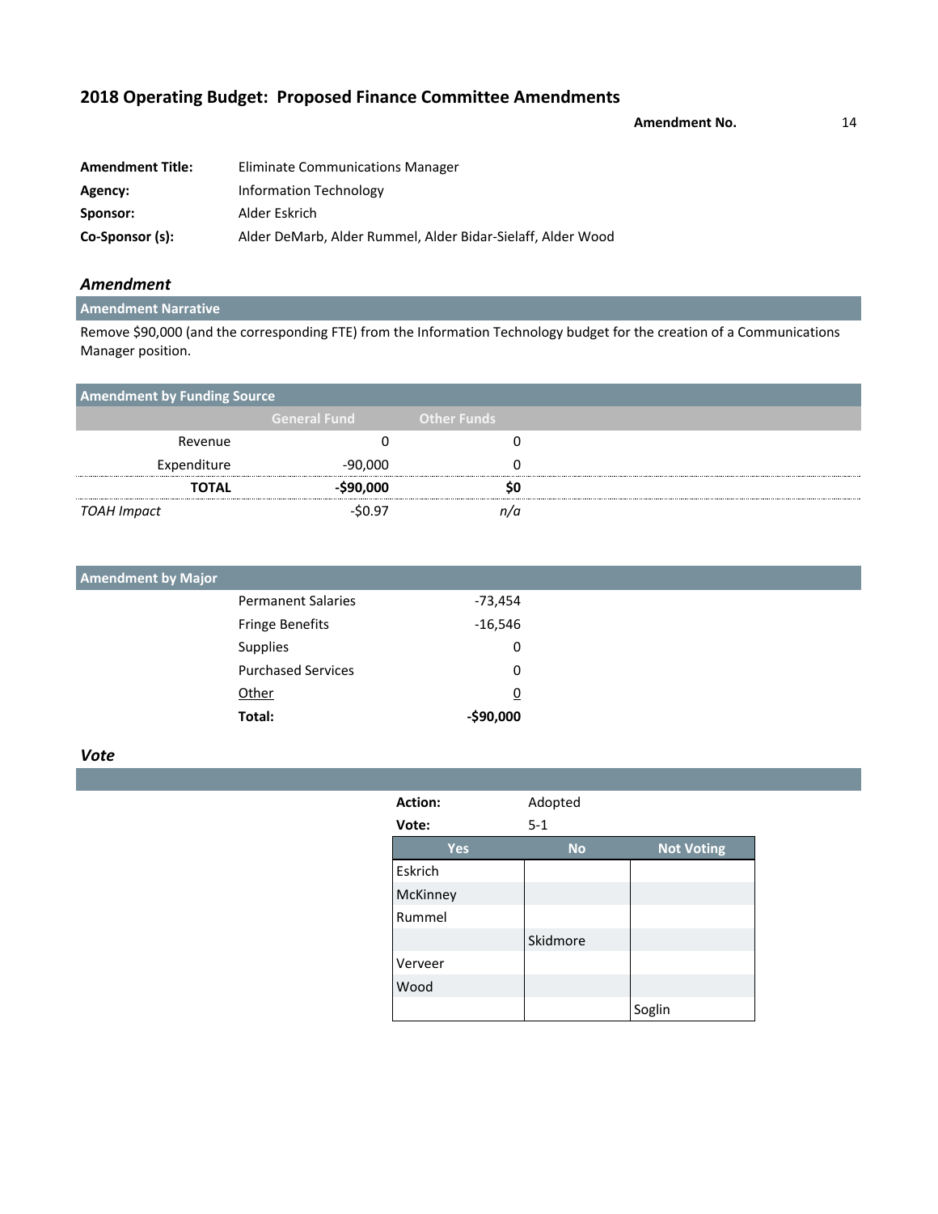## 2018 Operating Budget: Proposed Finance Committee Amendments

**Amendment No.** 14

| | |
|---|---|
| **Amendment Title:** | Eliminate Communications Manager |
| **Agency:** | Information Technology |
| **Sponsor:** | Alder Eskrich |
| **Co-Sponsor (s):** | Alder DeMarb, Alder Rummel, Alder Bidar-Sielaff, Alder Wood |

### *Amendment*

**Amendment Narrative**

Remove $90,000 (and the corresponding FTE) from the Information Technology budget for the creation of a Communications Manager position.

**Amendment by Funding Source**

| | General Fund | Other Funds |
|---|---|---|
| Revenue | 0 | 0 |
| Expenditure | -90,000 | 0 |
| **TOTAL** | **-$90,000** | **$0** |
| *TOAH Impact* | -$0.97 | *n/a* |

**Amendment by Major**

| | |
|---|---|
| Permanent Salaries | -73,454 |
| Fringe Benefits | -16,546 |
| Supplies | 0 |
| Purchased Services | 0 |
| Other | 0 |
| **Total:** | **-$90,000** |

### *Vote*

**Action:** Adopted
**Vote:** 5-1

| Yes | No | Not Voting |
|---|---|---|
| Eskrich | | |
| McKinney | | |
| Rummel | | |
| | Skidmore | |
| Verveer | | |
| Wood | | |
| | | Soglin |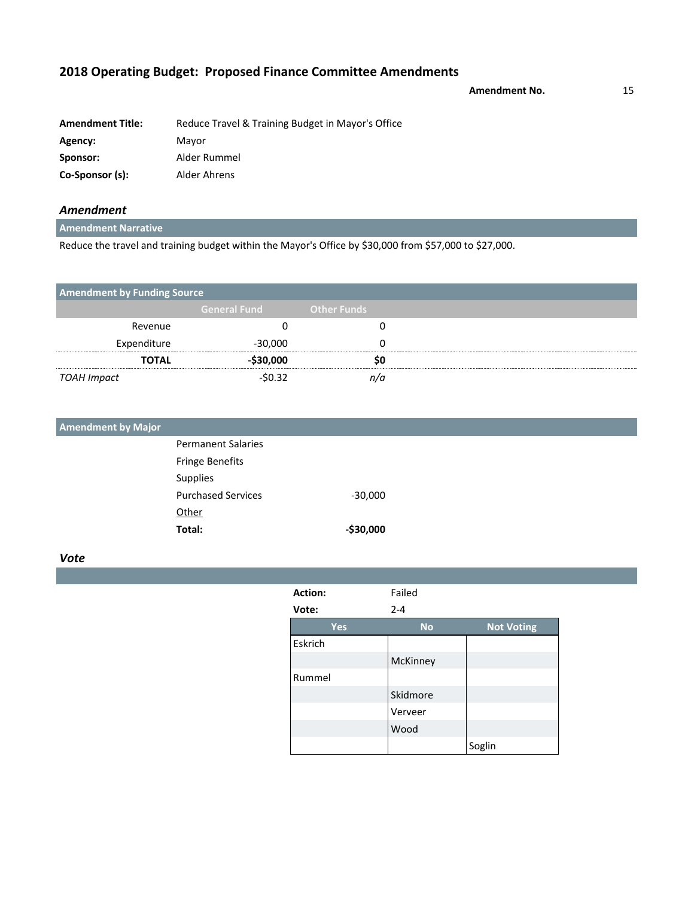## 2018 Operating Budget: Proposed Finance Committee Amendments

**Amendment No.** 15

| | |
|---|---|
| **Amendment Title:** | Reduce Travel & Training Budget in Mayor's Office |
| **Agency:** | Mayor |
| **Sponsor:** | Alder Rummel |
| **Co-Sponsor (s):** | Alder Ahrens |

### *Amendment*

**Amendment Narrative**

Reduce the travel and training budget within the Mayor's Office by $30,000 from $57,000 to $27,000.

**Amendment by Funding Source**

| | General Fund | Other Funds |
|---|---|---|
| Revenue | 0 | 0 |
| Expenditure | -30,000 | 0 |
| **TOTAL** | **-$30,000** | **$0** |
| *TOAH Impact* | -$0.32 | *n/a* |

**Amendment by Major**

| | |
|---|---|
| Permanent Salaries | |
| Fringe Benefits | |
| Supplies | |
| Purchased Services | -30,000 |
| Other | |
| **Total:** | **-$30,000** |

### *Vote*

**Action:** Failed

**Vote:** 2-4

| Yes | No | Not Voting |
|---|---|---|
| Eskrich | | |
| | McKinney | |
| Rummel | | |
| | Skidmore | |
| | Verveer | |
| | Wood | |
| | | Soglin |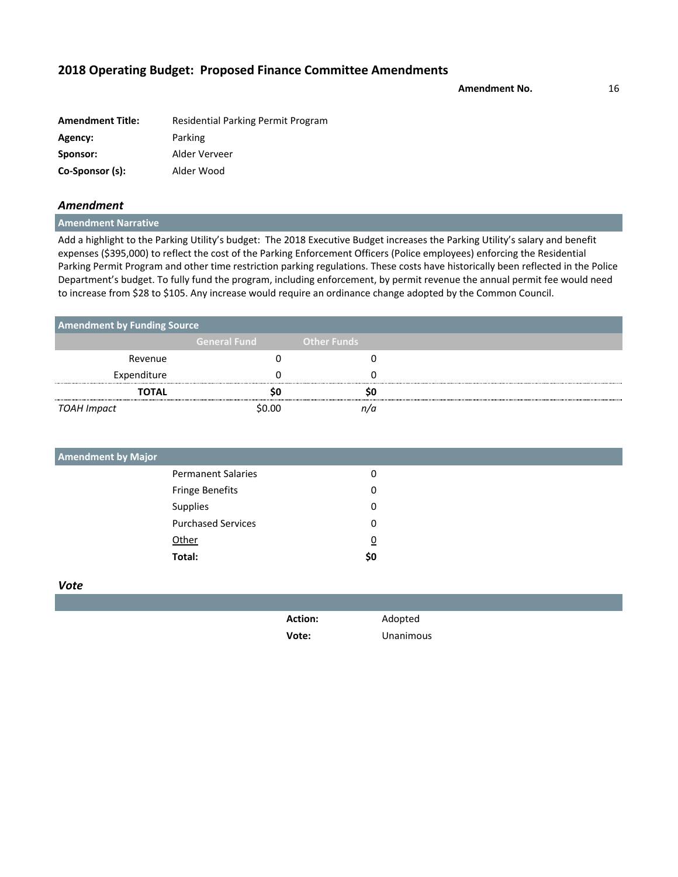## 2018 Operating Budget: Proposed Finance Committee Amendments

**Amendment No.** 16

| | |
|---|---|
| **Amendment Title:** | Residential Parking Permit Program |
| **Agency:** | Parking |
| **Sponsor:** | Alder Verveer |
| **Co-Sponsor (s):** | Alder Wood |

### *Amendment*

**Amendment Narrative**

Add a highlight to the Parking Utility's budget: The 2018 Executive Budget increases the Parking Utility's salary and benefit expenses ($395,000) to reflect the cost of the Parking Enforcement Officers (Police employees) enforcing the Residential Parking Permit Program and other time restriction parking regulations. These costs have historically been reflected in the Police Department's budget. To fully fund the program, including enforcement, by permit revenue the annual permit fee would need to increase from $28 to $105. Any increase would require an ordinance change adopted by the Common Council.

**Amendment by Funding Source**

| | General Fund | Other Funds |
|---|---|---|
| Revenue | 0 | 0 |
| Expenditure | 0 | 0 |
| **TOTAL** | **$0** | **$0** |
| *TOAH Impact* | $0.00 | *n/a* |

**Amendment by Major**

| | |
|---|---|
| Permanent Salaries | 0 |
| Fringe Benefits | 0 |
| Supplies | 0 |
| Purchased Services | 0 |
| Other | 0 |
| **Total:** | **$0** |

### *Vote*

**Action:** Adopted

**Vote:** Unanimous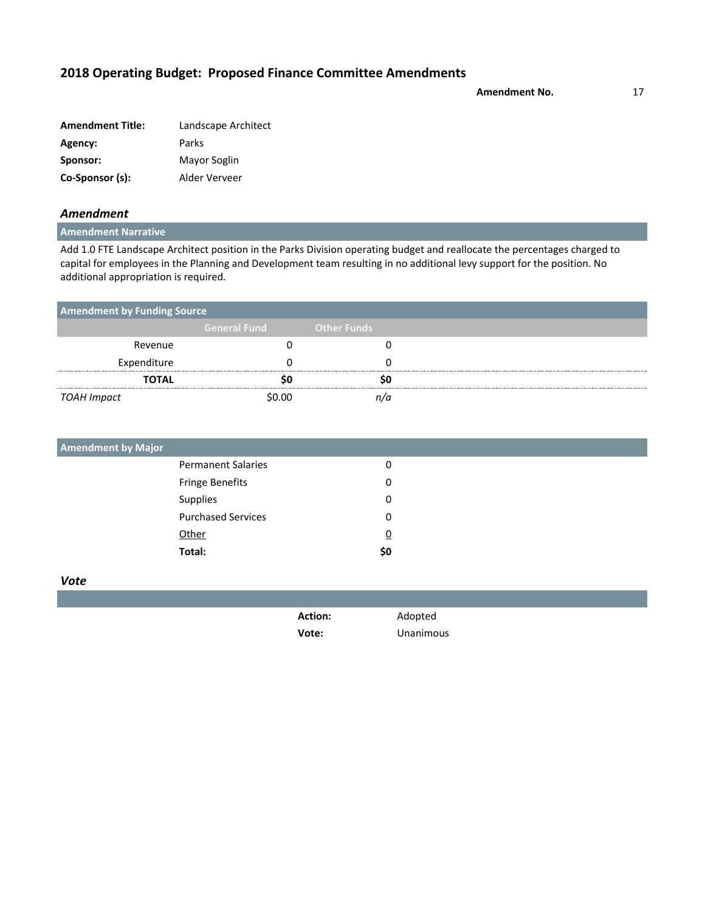## 2018 Operating Budget: Proposed Finance Committee Amendments

**Amendment No.** 17

| | |
|---|---|
| **Amendment Title:** | Landscape Architect |
| **Agency:** | Parks |
| **Sponsor:** | Mayor Soglin |
| **Co-Sponsor (s):** | Alder Verveer |

### *Amendment*

**Amendment Narrative**

Add 1.0 FTE Landscape Architect position in the Parks Division operating budget and reallocate the percentages charged to capital for employees in the Planning and Development team resulting in no additional levy support for the position. No additional appropriation is required.

**Amendment by Funding Source**

| | General Fund | Other Funds |
|---|---|---|
| Revenue | 0 | 0 |
| Expenditure | 0 | 0 |
| **TOTAL** | **$0** | **$0** |
| *TOAH Impact* | $0.00 | *n/a* |

**Amendment by Major**

| | |
|---|---|
| Permanent Salaries | 0 |
| Fringe Benefits | 0 |
| Supplies | 0 |
| Purchased Services | 0 |
| Other | 0 |
| **Total:** | **$0** |

### *Vote*

**Action:** Adopted

**Vote:** Unanimous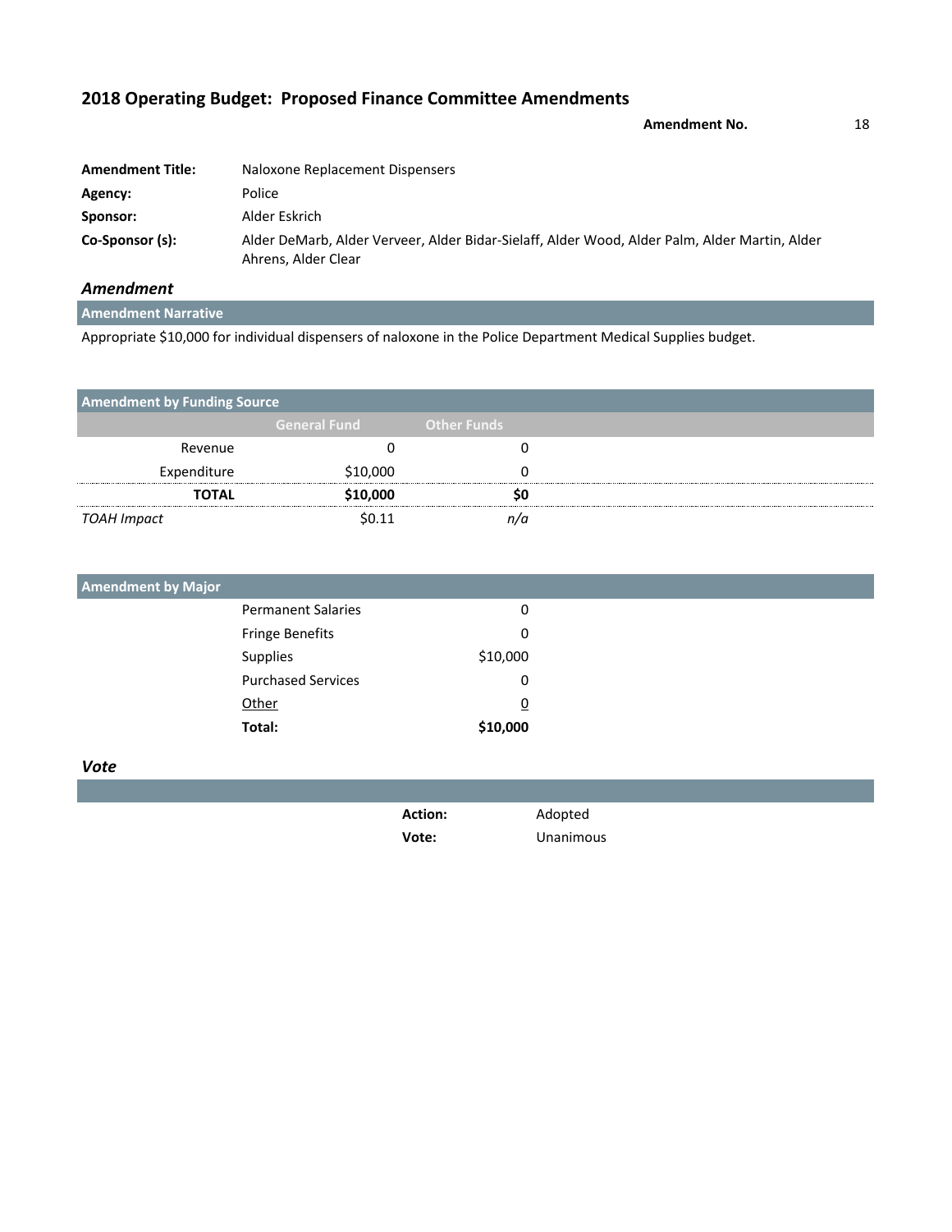## 2018 Operating Budget: Proposed Finance Committee Amendments

**Amendment No.** 18

| | |
|---|---|
| **Amendment Title:** | Naloxone Replacement Dispensers |
| **Agency:** | Police |
| **Sponsor:** | Alder Eskrich |
| **Co-Sponsor (s):** | Alder DeMarb, Alder Verveer, Alder Bidar-Sielaff, Alder Wood, Alder Palm, Alder Martin, Alder Ahrens, Alder Clear |

### *Amendment*

**Amendment Narrative**

Appropriate $10,000 for individual dispensers of naloxone in the Police Department Medical Supplies budget.

**Amendment by Funding Source**

| | General Fund | Other Funds |
|---|---|---|
| Revenue | 0 | 0 |
| Expenditure | $10,000 | 0 |
| **TOTAL** | **$10,000** | **$0** |
| *TOAH Impact* | $0.11 | *n/a* |

**Amendment by Major**

| | |
|---|---|
| Permanent Salaries | 0 |
| Fringe Benefits | 0 |
| Supplies | $10,000 |
| Purchased Services | 0 |
| Other | 0 |
| **Total:** | **$10,000** |

### *Vote*

| | |
|---|---|
| **Action:** | Adopted |
| **Vote:** | Unanimous |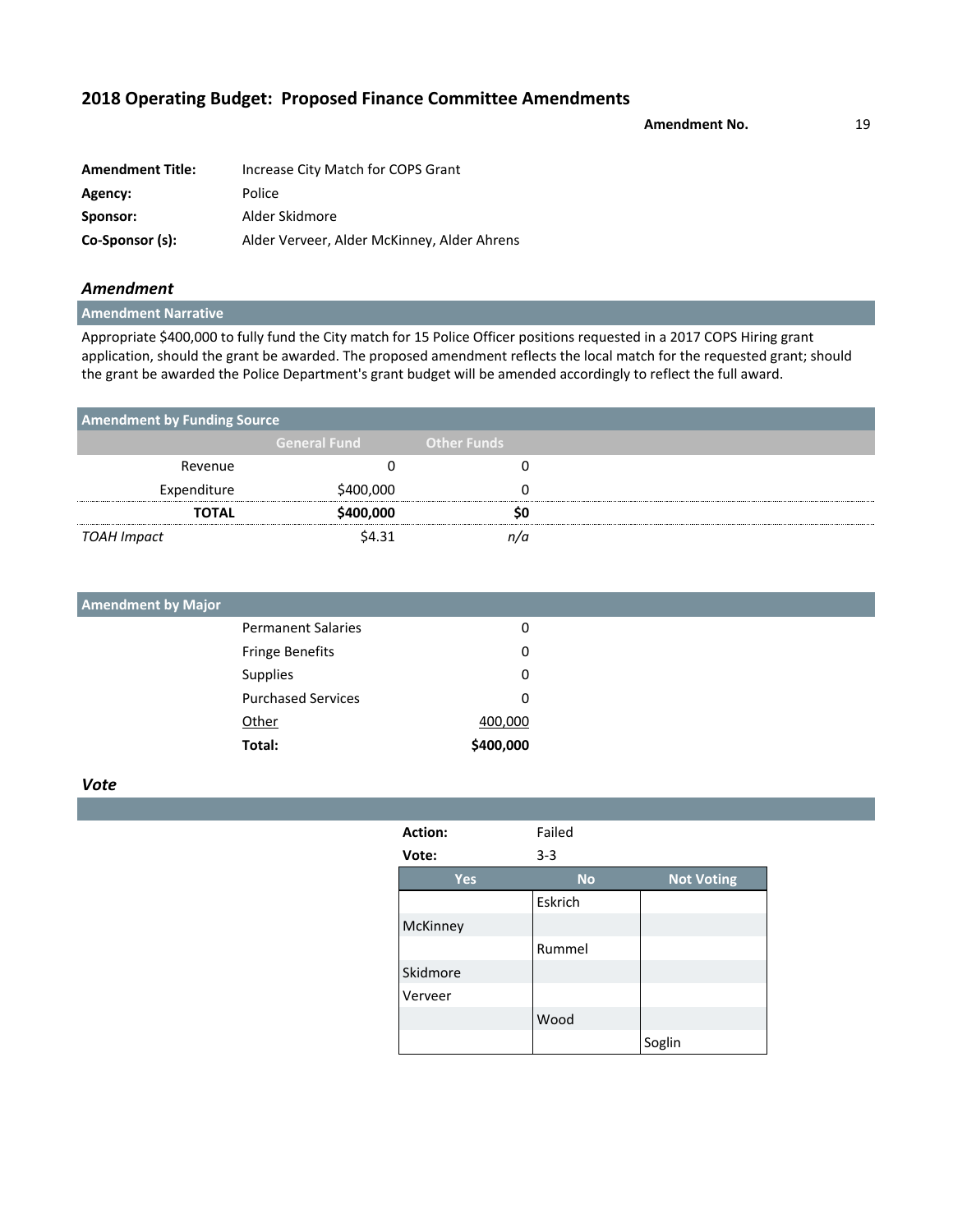## 2018 Operating Budget: Proposed Finance Committee Amendments

**Amendment No.** 19

| | |
|---|---|
| **Amendment Title:** | Increase City Match for COPS Grant |
| **Agency:** | Police |
| **Sponsor:** | Alder Skidmore |
| **Co-Sponsor (s):** | Alder Verveer, Alder McKinney, Alder Ahrens |

### *Amendment*

**Amendment Narrative**

Appropriate $400,000 to fully fund the City match for 15 Police Officer positions requested in a 2017 COPS Hiring grant application, should the grant be awarded. The proposed amendment reflects the local match for the requested grant; should the grant be awarded the Police Department's grant budget will be amended accordingly to reflect the full award.

**Amendment by Funding Source**

| | General Fund | Other Funds |
|---|---|---|
| Revenue | 0 | 0 |
| Expenditure | $400,000 | 0 |
| **TOTAL** | **$400,000** | **$0** |
| *TOAH Impact* | $4.31 | *n/a* |

**Amendment by Major**

| | |
|---|---|
| Permanent Salaries | 0 |
| Fringe Benefits | 0 |
| Supplies | 0 |
| Purchased Services | 0 |
| Other | 400,000 |
| **Total:** | **$400,000** |

### *Vote*

**Action:** Failed

**Vote:** 3-3

| Yes | No | Not Voting |
|---|---|---|
| | Eskrich | |
| McKinney | | |
| | Rummel | |
| Skidmore | | |
| Verveer | | |
| | Wood | |
| | | Soglin |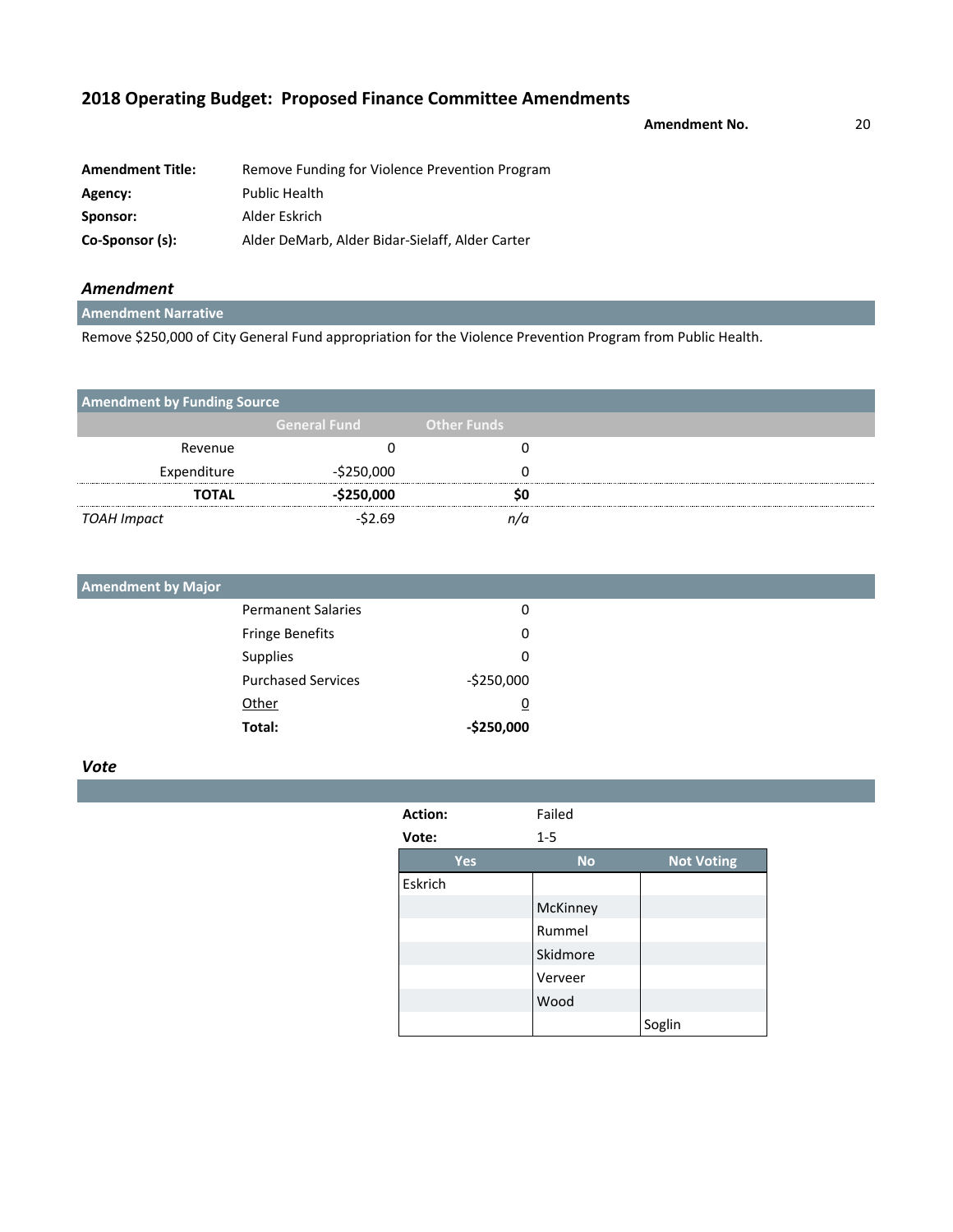## 2018 Operating Budget: Proposed Finance Committee Amendments

**Amendment No.** 20

| | |
|---|---|
| **Amendment Title:** | Remove Funding for Violence Prevention Program |
| **Agency:** | Public Health |
| **Sponsor:** | Alder Eskrich |
| **Co-Sponsor (s):** | Alder DeMarb, Alder Bidar-Sielaff, Alder Carter |

### *Amendment*

**Amendment Narrative**

Remove $250,000 of City General Fund appropriation for the Violence Prevention Program from Public Health.

**Amendment by Funding Source**

| | General Fund | Other Funds |
|---|---|---|
| Revenue | 0 | 0 |
| Expenditure | -$250,000 | 0 |
| **TOTAL** | **-$250,000** | **$0** |
| *TOAH Impact* | -$2.69 | *n/a* |

**Amendment by Major**

| | |
|---|---|
| Permanent Salaries | 0 |
| Fringe Benefits | 0 |
| Supplies | 0 |
| Purchased Services | -$250,000 |
| Other | 0 |
| **Total:** | **-$250,000** |

### *Vote*

**Action:** Failed

**Vote:** 1-5

| Yes | No | Not Voting |
|---|---|---|
| Eskrich | | |
| | McKinney | |
| | Rummel | |
| | Skidmore | |
| | Verveer | |
| | Wood | |
| | | Soglin |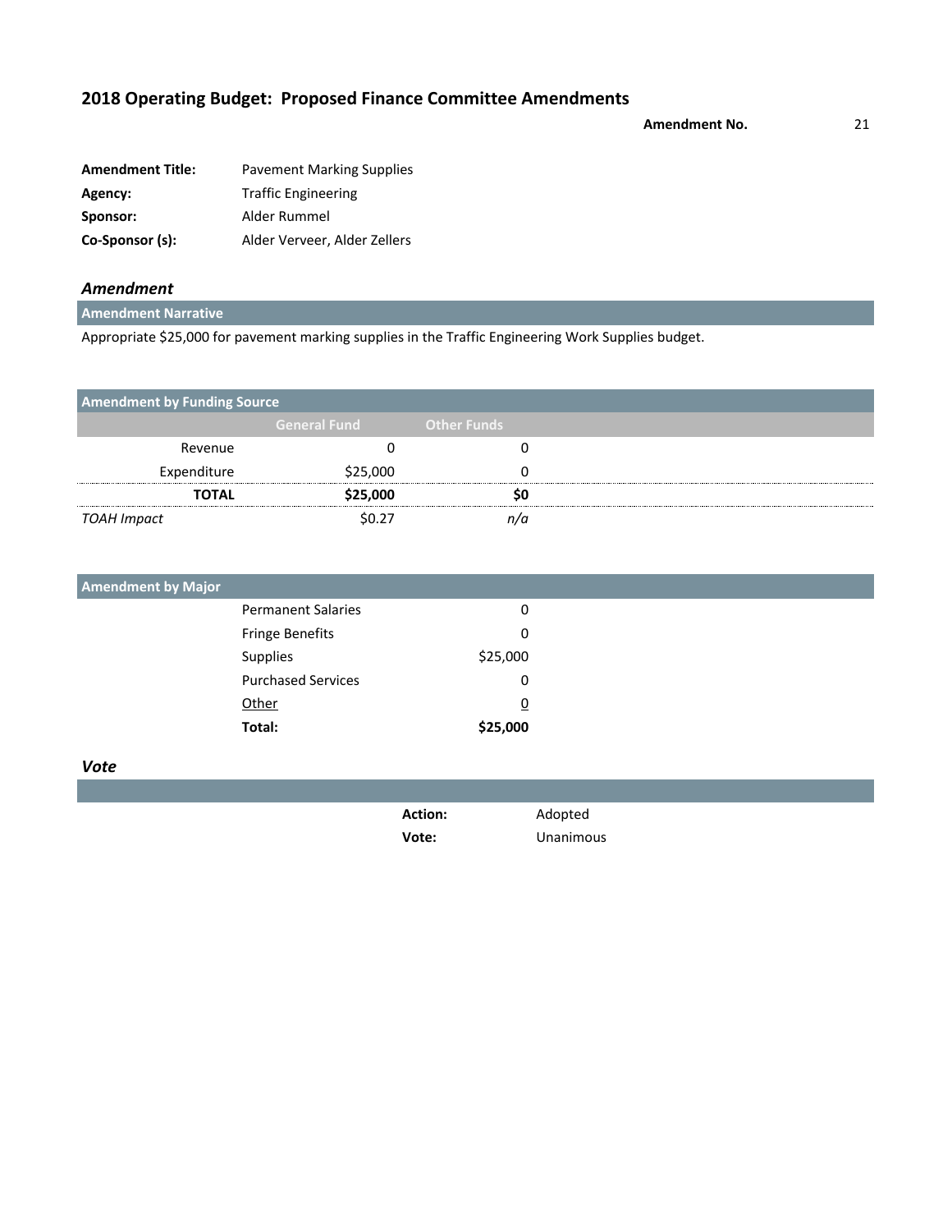# 2018 Operating Budget: Proposed Finance Committee Amendments

**Amendment No.** 21

| | |
|---|---|
| **Amendment Title:** | Pavement Marking Supplies |
| **Agency:** | Traffic Engineering |
| **Sponsor:** | Alder Rummel |
| **Co-Sponsor (s):** | Alder Verveer, Alder Zellers |

## *Amendment*

**Amendment Narrative**

Appropriate $25,000 for pavement marking supplies in the Traffic Engineering Work Supplies budget.

**Amendment by Funding Source**

| | General Fund | Other Funds |
|---|---|---|
| Revenue | 0 | 0 |
| Expenditure | $25,000 | 0 |
| **TOTAL** | **$25,000** | **$0** |
| *TOAH Impact* | $0.27 | *n/a* |

**Amendment by Major**

| | |
|---|---|
| Permanent Salaries | 0 |
| Fringe Benefits | 0 |
| Supplies | $25,000 |
| Purchased Services | 0 |
| Other | 0 |
| **Total:** | **$25,000** |

## *Vote*

**Action:** Adopted

**Vote:** Unanimous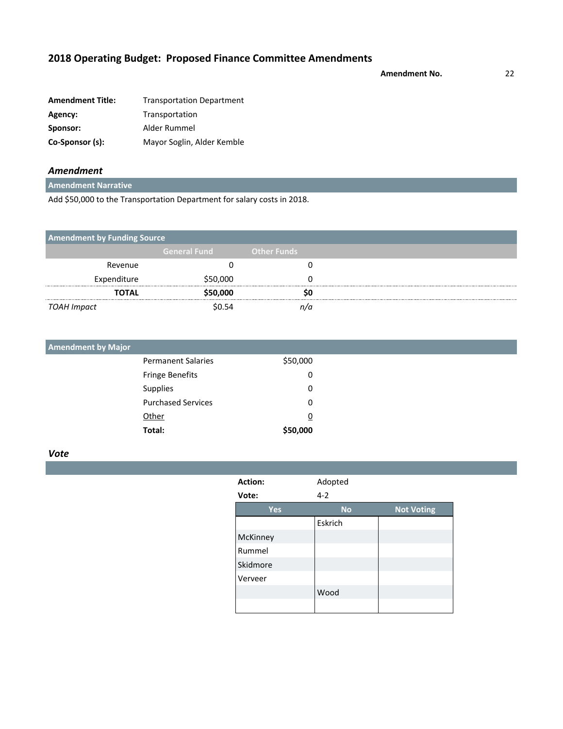## 2018 Operating Budget: Proposed Finance Committee Amendments

**Amendment No.** 22

| | |
|---|---|
| **Amendment Title:** | Transportation Department |
| **Agency:** | Transportation |
| **Sponsor:** | Alder Rummel |
| **Co-Sponsor (s):** | Mayor Soglin, Alder Kemble |

### *Amendment*

**Amendment Narrative**

Add $50,000 to the Transportation Department for salary costs in 2018.

**Amendment by Funding Source**

| | General Fund | Other Funds |
|---|---|---|
| Revenue | 0 | 0 |
| Expenditure | $50,000 | 0 |
| **TOTAL** | **$50,000** | **$0** |
| *TOAH Impact* | $0.54 | *n/a* |

**Amendment by Major**

| | |
|---|---|
| Permanent Salaries | $50,000 |
| Fringe Benefits | 0 |
| Supplies | 0 |
| Purchased Services | 0 |
| Other | 0 |
| **Total:** | **$50,000** |

### *Vote*

**Action:** Adopted

**Vote:** 4-2

| Yes | No | Not Voting |
|---|---|---|
| | Eskrich | |
| McKinney | | |
| Rummel | | |
| Skidmore | | |
| Verveer | | |
| | Wood | |